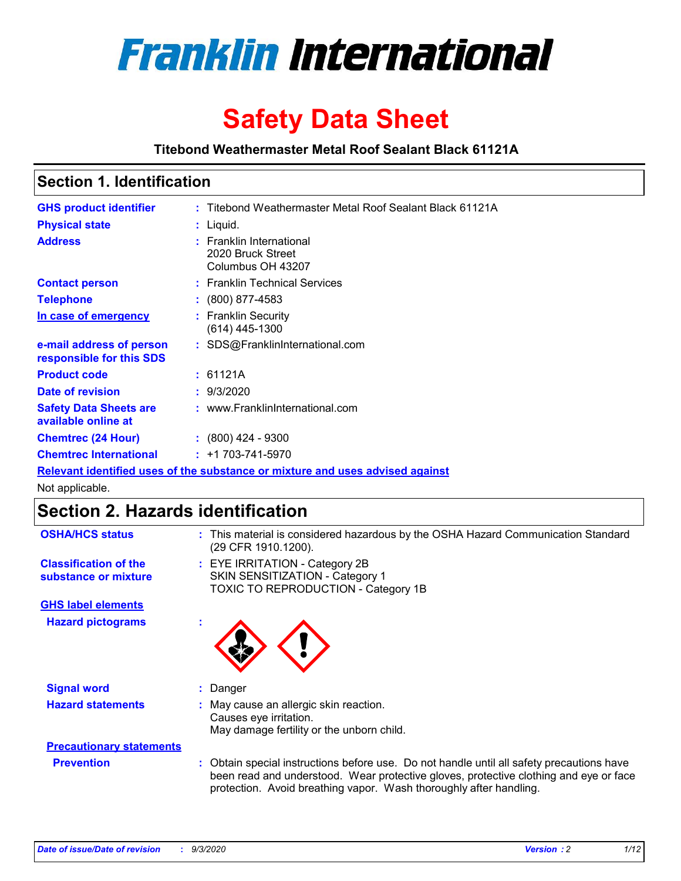# Franklin International

# Safety Data Sheet

**Titebond Weathermaster Metal Roof Sealant Black 61121A**

## Section 1. Identification

| | |
|---|---|
| **GHS product identifier** | : Titebond Weathermaster Metal Roof Sealant Black 61121A |
| **Physical state** | : Liquid. |
| **Address** | : Franklin International<br>2020 Bruck Street<br>Columbus OH 43207 |
| **Contact person** | : Franklin Technical Services |
| **Telephone** | : (800) 877-4583 |
| **In case of emergency** | : Franklin Security<br>(614) 445-1300 |
| **e-mail address of person responsible for this SDS** | : SDS@FranklinInternational.com |
| **Product code** | : 61121A |
| **Date of revision** | : 9/3/2020 |
| **Safety Data Sheets are available online at** | : www.FranklinInternational.com |
| **Chemtrec (24 Hour)** | : (800) 424 - 9300 |
| **Chemtrec International** | : +1 703-741-5970 |

**Relevant identified uses of the substance or mixture and uses advised against**

Not applicable.

## Section 2. Hazards identification

| | |
|---|---|
| **OSHA/HCS status** | : This material is considered hazardous by the OSHA Hazard Communication Standard (29 CFR 1910.1200). |
| **Classification of the substance or mixture** | : EYE IRRITATION - Category 2B<br>SKIN SENSITIZATION - Category 1<br>TOXIC TO REPRODUCTION - Category 1B |

**GHS label elements**

| | |
|---|---|
| **Hazard pictograms** | : |
| **Signal word** | : Danger |
| **Hazard statements** | : May cause an allergic skin reaction.<br>Causes eye irritation.<br>May damage fertility or the unborn child. |

**Precautionary statements**

| | |
|---|---|
| **Prevention** | : Obtain special instructions before use. Do not handle until all safety precautions have been read and understood. Wear protective gloves, protective clothing and eye or face protection. Avoid breathing vapor. Wash thoroughly after handling. |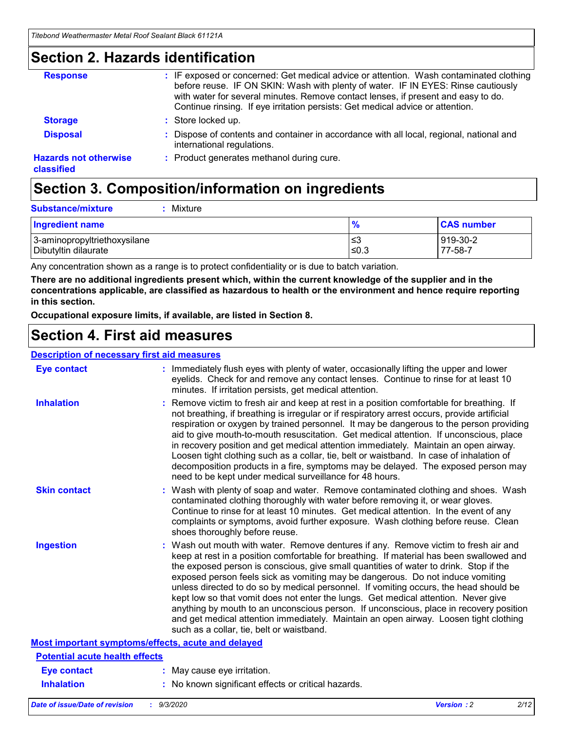## Section 2. Hazards identification

**Response** : IF exposed or concerned: Get medical advice or attention. Wash contaminated clothing before reuse. IF ON SKIN: Wash with plenty of water. IF IN EYES: Rinse cautiously with water for several minutes. Remove contact lenses, if present and easy to do. Continue rinsing. If eye irritation persists: Get medical advice or attention.

**Storage** : Store locked up.

**Disposal** : Dispose of contents and container in accordance with all local, regional, national and international regulations.

**Hazards not otherwise classified** : Product generates methanol during cure.

## Section 3. Composition/information on ingredients

**Substance/mixture** : Mixture

| Ingredient name | % | CAS number |
|---|---|---|
| 3-aminopropyltriethoxysilane | ≤3 | 919-30-2 |
| Dibutyltin dilaurate | ≤0.3 | 77-58-7 |

Any concentration shown as a range is to protect confidentiality or is due to batch variation.

**There are no additional ingredients present which, within the current knowledge of the supplier and in the concentrations applicable, are classified as hazardous to health or the environment and hence require reporting in this section.**

**Occupational exposure limits, if available, are listed in Section 8.**

## Section 4. First aid measures

### Description of necessary first aid measures

**Eye contact** : Immediately flush eyes with plenty of water, occasionally lifting the upper and lower eyelids. Check for and remove any contact lenses. Continue to rinse for at least 10 minutes. If irritation persists, get medical attention.

**Inhalation** : Remove victim to fresh air and keep at rest in a position comfortable for breathing. If not breathing, if breathing is irregular or if respiratory arrest occurs, provide artificial respiration or oxygen by trained personnel. It may be dangerous to the person providing aid to give mouth-to-mouth resuscitation. Get medical attention. If unconscious, place in recovery position and get medical attention immediately. Maintain an open airway. Loosen tight clothing such as a collar, tie, belt or waistband. In case of inhalation of decomposition products in a fire, symptoms may be delayed. The exposed person may need to be kept under medical surveillance for 48 hours.

**Skin contact** : Wash with plenty of soap and water. Remove contaminated clothing and shoes. Wash contaminated clothing thoroughly with water before removing it, or wear gloves. Continue to rinse for at least 10 minutes. Get medical attention. In the event of any complaints or symptoms, avoid further exposure. Wash clothing before reuse. Clean shoes thoroughly before reuse.

**Ingestion** : Wash out mouth with water. Remove dentures if any. Remove victim to fresh air and keep at rest in a position comfortable for breathing. If material has been swallowed and the exposed person is conscious, give small quantities of water to drink. Stop if the exposed person feels sick as vomiting may be dangerous. Do not induce vomiting unless directed to do so by medical personnel. If vomiting occurs, the head should be kept low so that vomit does not enter the lungs. Get medical attention. Never give anything by mouth to an unconscious person. If unconscious, place in recovery position and get medical attention immediately. Maintain an open airway. Loosen tight clothing such as a collar, tie, belt or waistband.

### Most important symptoms/effects, acute and delayed

#### Potential acute health effects

**Eye contact** : May cause eye irritation.

**Inhalation** : No known significant effects or critical hazards.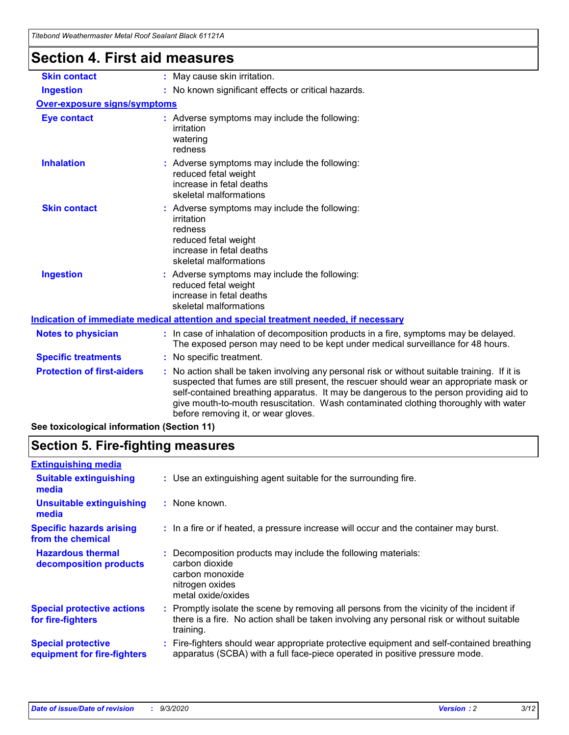## Section 4. First aid measures

| | |
|---|---|
| **Skin contact** | : May cause skin irritation. |
| **Ingestion** | : No known significant effects or critical hazards. |

**Over-exposure signs/symptoms**

| | |
|---|---|
| **Eye contact** | : Adverse symptoms may include the following:<br>irritation<br>watering<br>redness |
| **Inhalation** | : Adverse symptoms may include the following:<br>reduced fetal weight<br>increase in fetal deaths<br>skeletal malformations |
| **Skin contact** | : Adverse symptoms may include the following:<br>irritation<br>redness<br>reduced fetal weight<br>increase in fetal deaths<br>skeletal malformations |
| **Ingestion** | : Adverse symptoms may include the following:<br>reduced fetal weight<br>increase in fetal deaths<br>skeletal malformations |

**Indication of immediate medical attention and special treatment needed, if necessary**

| | |
|---|---|
| **Notes to physician** | : In case of inhalation of decomposition products in a fire, symptoms may be delayed. The exposed person may need to be kept under medical surveillance for 48 hours. |
| **Specific treatments** | : No specific treatment. |
| **Protection of first-aiders** | : No action shall be taken involving any personal risk or without suitable training. If it is suspected that fumes are still present, the rescuer should wear an appropriate mask or self-contained breathing apparatus. It may be dangerous to the person providing aid to give mouth-to-mouth resuscitation. Wash contaminated clothing thoroughly with water before removing it, or wear gloves. |

**See toxicological information (Section 11)**

## Section 5. Fire-fighting measures

**Extinguishing media**

| | |
|---|---|
| **Suitable extinguishing media** | : Use an extinguishing agent suitable for the surrounding fire. |
| **Unsuitable extinguishing media** | : None known. |
| **Specific hazards arising from the chemical** | : In a fire or if heated, a pressure increase will occur and the container may burst. |
| **Hazardous thermal decomposition products** | : Decomposition products may include the following materials:<br>carbon dioxide<br>carbon monoxide<br>nitrogen oxides<br>metal oxide/oxides |
| **Special protective actions for fire-fighters** | : Promptly isolate the scene by removing all persons from the vicinity of the incident if there is a fire. No action shall be taken involving any personal risk or without suitable training. |
| **Special protective equipment for fire-fighters** | : Fire-fighters should wear appropriate protective equipment and self-contained breathing apparatus (SCBA) with a full face-piece operated in positive pressure mode. |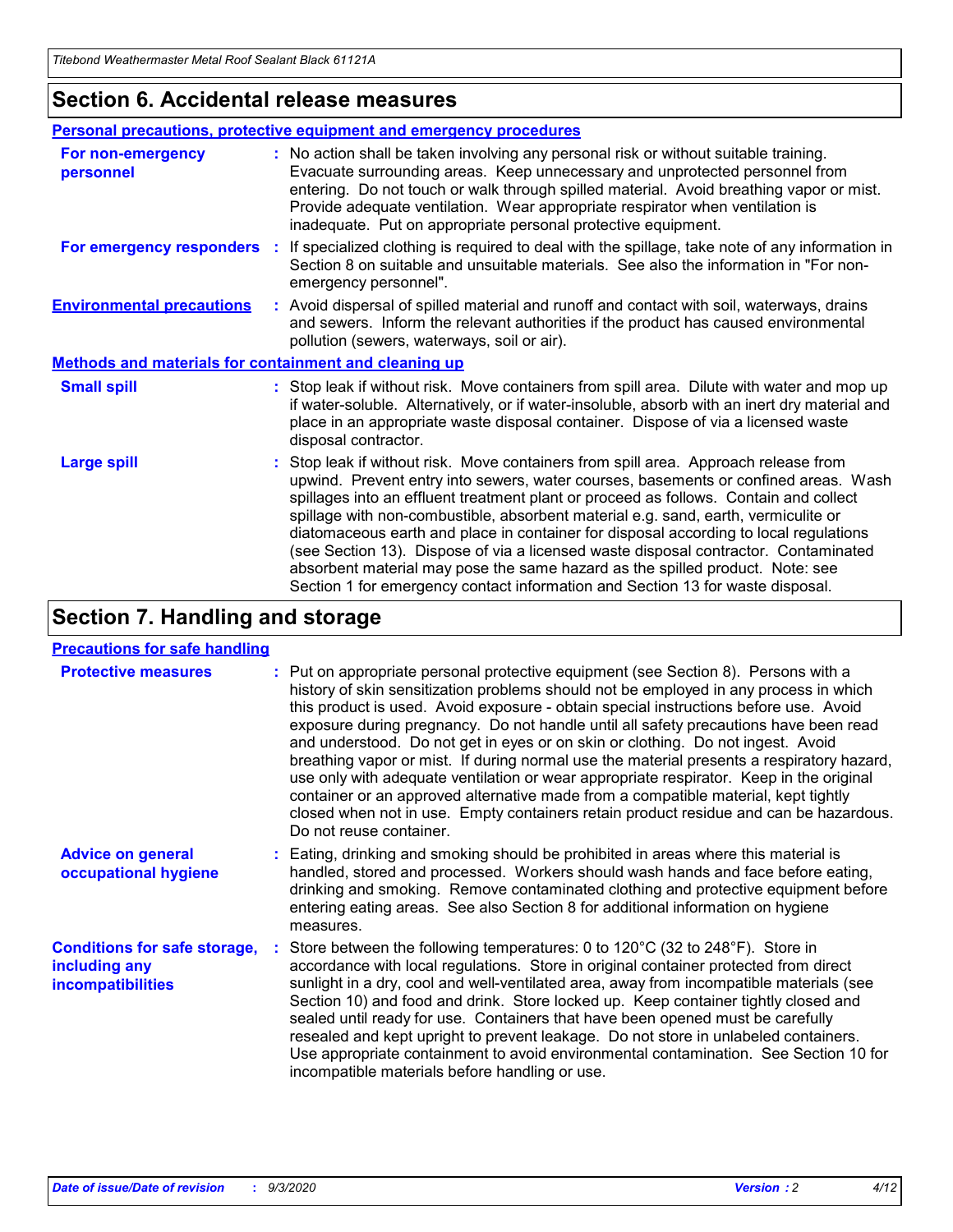## Section 6. Accidental release measures

### Personal precautions, protective equipment and emergency procedures

**For non-emergency personnel** : No action shall be taken involving any personal risk or without suitable training. Evacuate surrounding areas. Keep unnecessary and unprotected personnel from entering. Do not touch or walk through spilled material. Avoid breathing vapor or mist. Provide adequate ventilation. Wear appropriate respirator when ventilation is inadequate. Put on appropriate personal protective equipment.

**For emergency responders** : If specialized clothing is required to deal with the spillage, take note of any information in Section 8 on suitable and unsuitable materials. See also the information in "For non-emergency personnel".

**Environmental precautions** : Avoid dispersal of spilled material and runoff and contact with soil, waterways, drains and sewers. Inform the relevant authorities if the product has caused environmental pollution (sewers, waterways, soil or air).

### Methods and materials for containment and cleaning up

**Small spill** : Stop leak if without risk. Move containers from spill area. Dilute with water and mop up if water-soluble. Alternatively, or if water-insoluble, absorb with an inert dry material and place in an appropriate waste disposal container. Dispose of via a licensed waste disposal contractor.

**Large spill** : Stop leak if without risk. Move containers from spill area. Approach release from upwind. Prevent entry into sewers, water courses, basements or confined areas. Wash spillages into an effluent treatment plant or proceed as follows. Contain and collect spillage with non-combustible, absorbent material e.g. sand, earth, vermiculite or diatomaceous earth and place in container for disposal according to local regulations (see Section 13). Dispose of via a licensed waste disposal contractor. Contaminated absorbent material may pose the same hazard as the spilled product. Note: see Section 1 for emergency contact information and Section 13 for waste disposal.

## Section 7. Handling and storage

### Precautions for safe handling

**Protective measures** : Put on appropriate personal protective equipment (see Section 8). Persons with a history of skin sensitization problems should not be employed in any process in which this product is used. Avoid exposure - obtain special instructions before use. Avoid exposure during pregnancy. Do not handle until all safety precautions have been read and understood. Do not get in eyes or on skin or clothing. Do not ingest. Avoid breathing vapor or mist. If during normal use the material presents a respiratory hazard, use only with adequate ventilation or wear appropriate respirator. Keep in the original container or an approved alternative made from a compatible material, kept tightly closed when not in use. Empty containers retain product residue and can be hazardous. Do not reuse container.

**Advice on general occupational hygiene** : Eating, drinking and smoking should be prohibited in areas where this material is handled, stored and processed. Workers should wash hands and face before eating, drinking and smoking. Remove contaminated clothing and protective equipment before entering eating areas. See also Section 8 for additional information on hygiene measures.

**Conditions for safe storage, including any incompatibilities** : Store between the following temperatures: 0 to 120°C (32 to 248°F). Store in accordance with local regulations. Store in original container protected from direct sunlight in a dry, cool and well-ventilated area, away from incompatible materials (see Section 10) and food and drink. Store locked up. Keep container tightly closed and sealed until ready for use. Containers that have been opened must be carefully resealed and kept upright to prevent leakage. Do not store in unlabeled containers. Use appropriate containment to avoid environmental contamination. See Section 10 for incompatible materials before handling or use.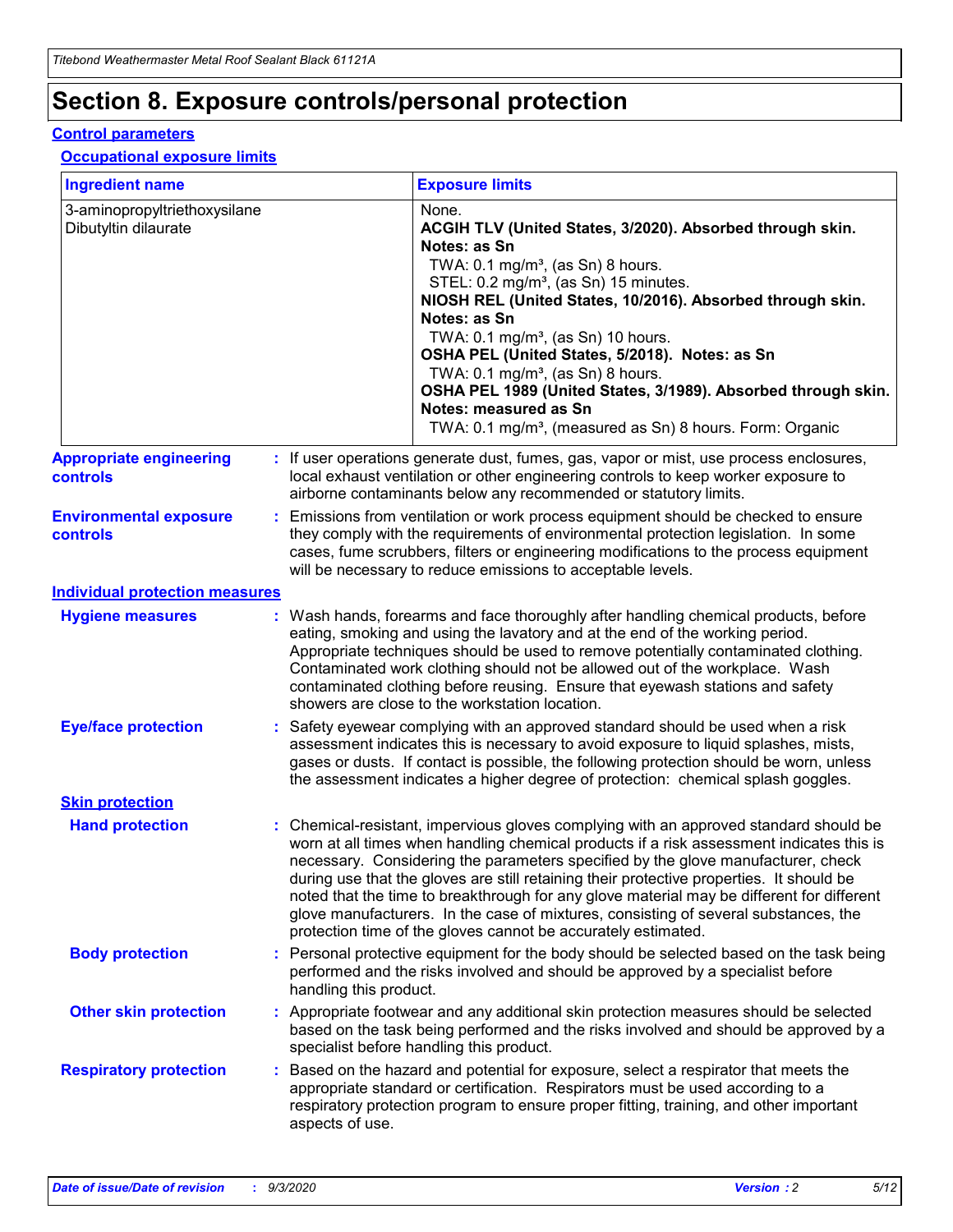# Section 8. Exposure controls/personal protection

## Control parameters

### Occupational exposure limits

| Ingredient name | Exposure limits |
|---|---|
| 3-aminopropyltriethoxysilane | None. |
| Dibutyltin dilaurate | **ACGIH TLV (United States, 3/2020). Absorbed through skin. Notes: as Sn**<br>TWA: 0.1 mg/m³, (as Sn) 8 hours.<br>STEL: 0.2 mg/m³, (as Sn) 15 minutes.<br>**NIOSH REL (United States, 10/2016). Absorbed through skin. Notes: as Sn**<br>TWA: 0.1 mg/m³, (as Sn) 10 hours.<br>**OSHA PEL (United States, 5/2018). Notes: as Sn**<br>TWA: 0.1 mg/m³, (as Sn) 8 hours.<br>**OSHA PEL 1989 (United States, 3/1989). Absorbed through skin. Notes: measured as Sn**<br>TWA: 0.1 mg/m³, (measured as Sn) 8 hours. Form: Organic |

**Appropriate engineering controls** : If user operations generate dust, fumes, gas, vapor or mist, use process enclosures, local exhaust ventilation or other engineering controls to keep worker exposure to airborne contaminants below any recommended or statutory limits.

**Environmental exposure controls** : Emissions from ventilation or work process equipment should be checked to ensure they comply with the requirements of environmental protection legislation. In some cases, fume scrubbers, filters or engineering modifications to the process equipment will be necessary to reduce emissions to acceptable levels.

## Individual protection measures

**Hygiene measures** : Wash hands, forearms and face thoroughly after handling chemical products, before eating, smoking and using the lavatory and at the end of the working period. Appropriate techniques should be used to remove potentially contaminated clothing. Contaminated work clothing should not be allowed out of the workplace. Wash contaminated clothing before reusing. Ensure that eyewash stations and safety showers are close to the workstation location.

**Eye/face protection** : Safety eyewear complying with an approved standard should be used when a risk assessment indicates this is necessary to avoid exposure to liquid splashes, mists, gases or dusts. If contact is possible, the following protection should be worn, unless the assessment indicates a higher degree of protection: chemical splash goggles.

### Skin protection

**Hand protection** : Chemical-resistant, impervious gloves complying with an approved standard should be worn at all times when handling chemical products if a risk assessment indicates this is necessary. Considering the parameters specified by the glove manufacturer, check during use that the gloves are still retaining their protective properties. It should be noted that the time to breakthrough for any glove material may be different for different glove manufacturers. In the case of mixtures, consisting of several substances, the protection time of the gloves cannot be accurately estimated.

**Body protection** : Personal protective equipment for the body should be selected based on the task being performed and the risks involved and should be approved by a specialist before handling this product.

**Other skin protection** : Appropriate footwear and any additional skin protection measures should be selected based on the task being performed and the risks involved and should be approved by a specialist before handling this product.

**Respiratory protection** : Based on the hazard and potential for exposure, select a respirator that meets the appropriate standard or certification. Respirators must be used according to a respiratory protection program to ensure proper fitting, training, and other important aspects of use.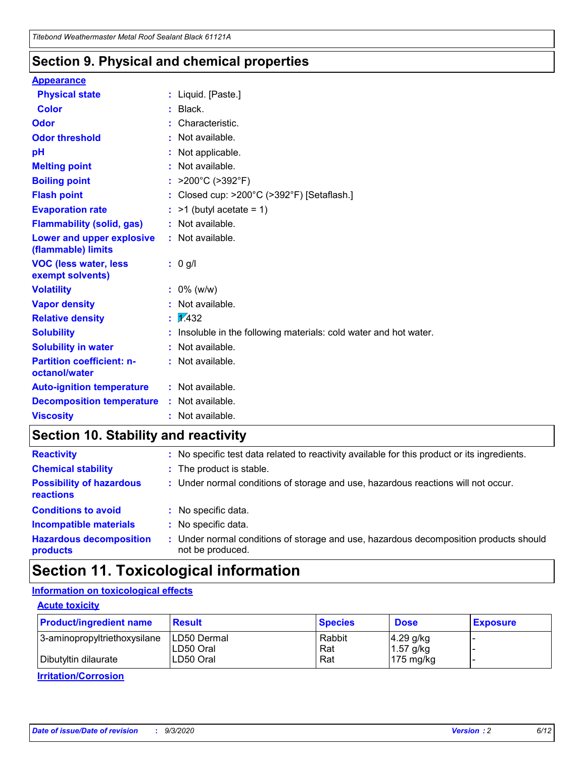## Section 9. Physical and chemical properties

### Appearance

| | | |
|---|---|---|
| **Physical state** | : | Liquid. [Paste.] |
| **Color** | : | Black. |
| **Odor** | : | Characteristic. |
| **Odor threshold** | : | Not available. |
| **pH** | : | Not applicable. |
| **Melting point** | : | Not available. |
| **Boiling point** | : | >200°C (>392°F) |
| **Flash point** | : | Closed cup: >200°C (>392°F) [Setaflash.] |
| **Evaporation rate** | : | >1 (butyl acetate = 1) |
| **Flammability (solid, gas)** | : | Not available. |
| **Lower and upper explosive (flammable) limits** | : | Not available. |
| **VOC (less water, less exempt solvents)** | : | 0 g/l |
| **Volatility** | : | 0% (w/w) |
| **Vapor density** | : | Not available. |
| **Relative density** | : | 1.432 |
| **Solubility** | : | Insoluble in the following materials: cold water and hot water. |
| **Solubility in water** | : | Not available. |
| **Partition coefficient: n-octanol/water** | : | Not available. |
| **Auto-ignition temperature** | : | Not available. |
| **Decomposition temperature** | : | Not available. |
| **Viscosity** | : | Not available. |

## Section 10. Stability and reactivity

| | | |
|---|---|---|
| **Reactivity** | : | No specific test data related to reactivity available for this product or its ingredients. |
| **Chemical stability** | : | The product is stable. |
| **Possibility of hazardous reactions** | : | Under normal conditions of storage and use, hazardous reactions will not occur. |
| **Conditions to avoid** | : | No specific data. |
| **Incompatible materials** | : | No specific data. |
| **Hazardous decomposition products** | : | Under normal conditions of storage and use, hazardous decomposition products should not be produced. |

## Section 11. Toxicological information

### Information on toxicological effects

#### Acute toxicity

| Product/ingredient name | Result | Species | Dose | Exposure |
|---|---|---|---|---|
| 3-aminopropyltriethoxysilane | LD50 Dermal | Rabbit | 4.29 g/kg | - |
| | LD50 Oral | Rat | 1.57 g/kg | - |
| Dibutyltin dilaurate | LD50 Oral | Rat | 175 mg/kg | - |

#### Irritation/Corrosion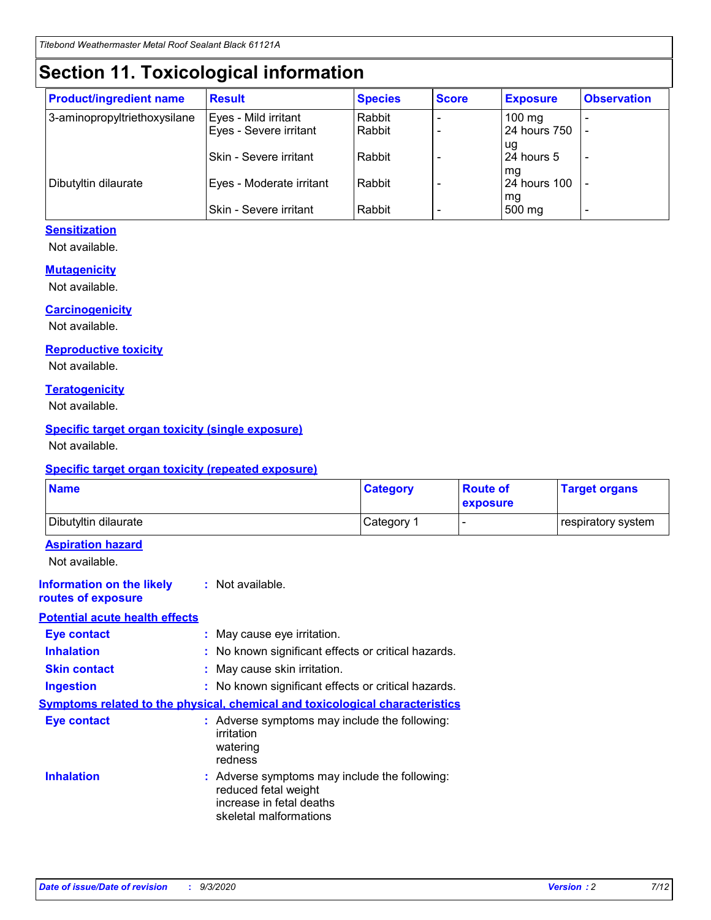# Section 11. Toxicological information

| Product/ingredient name | Result | Species | Score | Exposure | Observation |
|---|---|---|---|---|---|
| 3-aminopropyltriethoxysilane | Eyes - Mild irritant | Rabbit | - | 100 mg | - |
| | Eyes - Severe irritant | Rabbit | - | 24 hours 750 ug | - |
| | Skin - Severe irritant | Rabbit | - | 24 hours 5 mg | - |
| Dibutyltin dilaurate | Eyes - Moderate irritant | Rabbit | - | 24 hours 100 mg | - |
| | Skin - Severe irritant | Rabbit | - | 500 mg | - |

### Sensitization

Not available.

### Mutagenicity

Not available.

### Carcinogenicity

Not available.

### Reproductive toxicity

Not available.

### Teratogenicity

Not available.

### Specific target organ toxicity (single exposure)

Not available.

### Specific target organ toxicity (repeated exposure)

| Name | Category | Route of exposure | Target organs |
|---|---|---|---|
| Dibutyltin dilaurate | Category 1 | - | respiratory system |

### Aspiration hazard

Not available.

**Information on the likely routes of exposure** : Not available.

### Potential acute health effects

**Eye contact** : May cause eye irritation.

**Inhalation** : No known significant effects or critical hazards.

**Skin contact** : May cause skin irritation.

**Ingestion** : No known significant effects or critical hazards.

### Symptoms related to the physical, chemical and toxicological characteristics

**Eye contact** : Adverse symptoms may include the following:
irritation
watering
redness

**Inhalation** : Adverse symptoms may include the following:
reduced fetal weight
increase in fetal deaths
skeletal malformations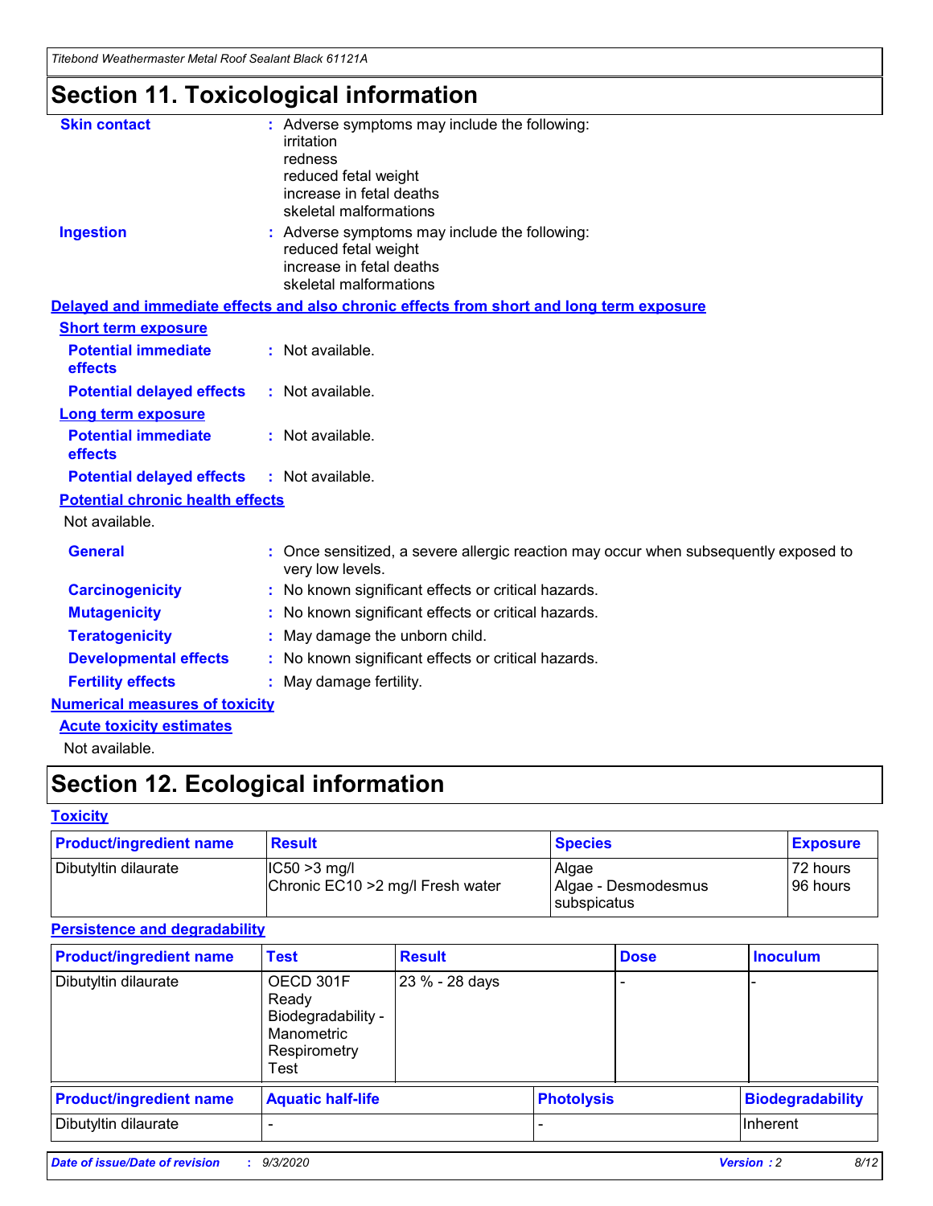# Section 11. Toxicological information

**Skin contact** : Adverse symptoms may include the following:
irritation
redness
reduced fetal weight
increase in fetal deaths
skeletal malformations

**Ingestion** : Adverse symptoms may include the following:
reduced fetal weight
increase in fetal deaths
skeletal malformations

**Delayed and immediate effects and also chronic effects from short and long term exposure**

**Short term exposure**

**Potential immediate effects** : Not available.

**Potential delayed effects** : Not available.

**Long term exposure**

**Potential immediate effects** : Not available.

**Potential delayed effects** : Not available.

**Potential chronic health effects**

Not available.

**General** : Once sensitized, a severe allergic reaction may occur when subsequently exposed to very low levels.

**Carcinogenicity** : No known significant effects or critical hazards.

**Mutagenicity** : No known significant effects or critical hazards.

**Teratogenicity** : May damage the unborn child.

**Developmental effects** : No known significant effects or critical hazards.

**Fertility effects** : May damage fertility.

**Numerical measures of toxicity**

**Acute toxicity estimates**

Not available.

# Section 12. Ecological information

**Toxicity**

| Product/ingredient name | Result | Species | Exposure |
|---|---|---|---|
| Dibutyltin dilaurate | IC50 >3 mg/l<br>Chronic EC10 >2 mg/l Fresh water | Algae<br>Algae - Desmodesmus subspicatus | 72 hours<br>96 hours |

**Persistence and degradability**

| Product/ingredient name | Test | Result | Dose | Inoculum |
|---|---|---|---|---|
| Dibutyltin dilaurate | OECD 301F Ready Biodegradability - Manometric Respirometry Test | 23 % - 28 days | - | - |

| Product/ingredient name | Aquatic half-life | Photolysis | Biodegradability |
|---|---|---|---|
| Dibutyltin dilaurate | - | - | Inherent |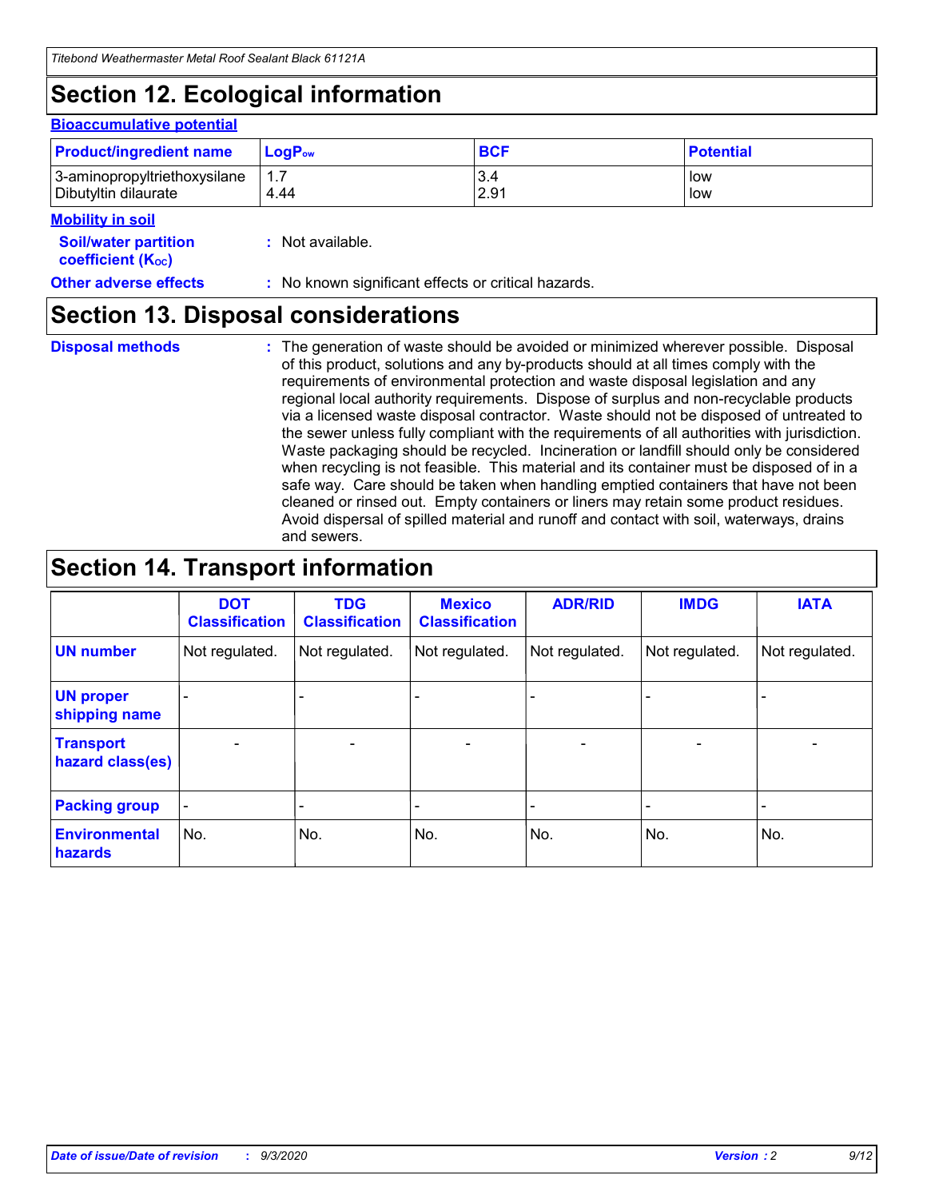# Section 12. Ecological information

### Bioaccumulative potential

| Product/ingredient name | $LogP_{ow}$ | BCF | Potential |
|---|---|---|---|
| 3-aminopropyltriethoxysilane | 1.7 | 3.4 | low |
| Dibutyltin dilaurate | 4.44 | 2.91 | low |

### Mobility in soil

**Soil/water partition coefficient ($K_{OC}$)** : Not available.

**Other adverse effects** : No known significant effects or critical hazards.

# Section 13. Disposal considerations

**Disposal methods** : The generation of waste should be avoided or minimized wherever possible. Disposal of this product, solutions and any by-products should at all times comply with the requirements of environmental protection and waste disposal legislation and any regional local authority requirements. Dispose of surplus and non-recyclable products via a licensed waste disposal contractor. Waste should not be disposed of untreated to the sewer unless fully compliant with the requirements of all authorities with jurisdiction. Waste packaging should be recycled. Incineration or landfill should only be considered when recycling is not feasible. This material and its container must be disposed of in a safe way. Care should be taken when handling emptied containers that have not been cleaned or rinsed out. Empty containers or liners may retain some product residues. Avoid dispersal of spilled material and runoff and contact with soil, waterways, drains and sewers.

# Section 14. Transport information

| | DOT Classification | TDG Classification | Mexico Classification | ADR/RID | IMDG | IATA |
|---|---|---|---|---|---|---|
| **UN number** | Not regulated. | Not regulated. | Not regulated. | Not regulated. | Not regulated. | Not regulated. |
| **UN proper shipping name** | - | - | - | - | - | - |
| **Transport hazard class(es)** | - | - | - | - | - | - |
| **Packing group** | - | - | - | - | - | - |
| **Environmental hazards** | No. | No. | No. | No. | No. | No. |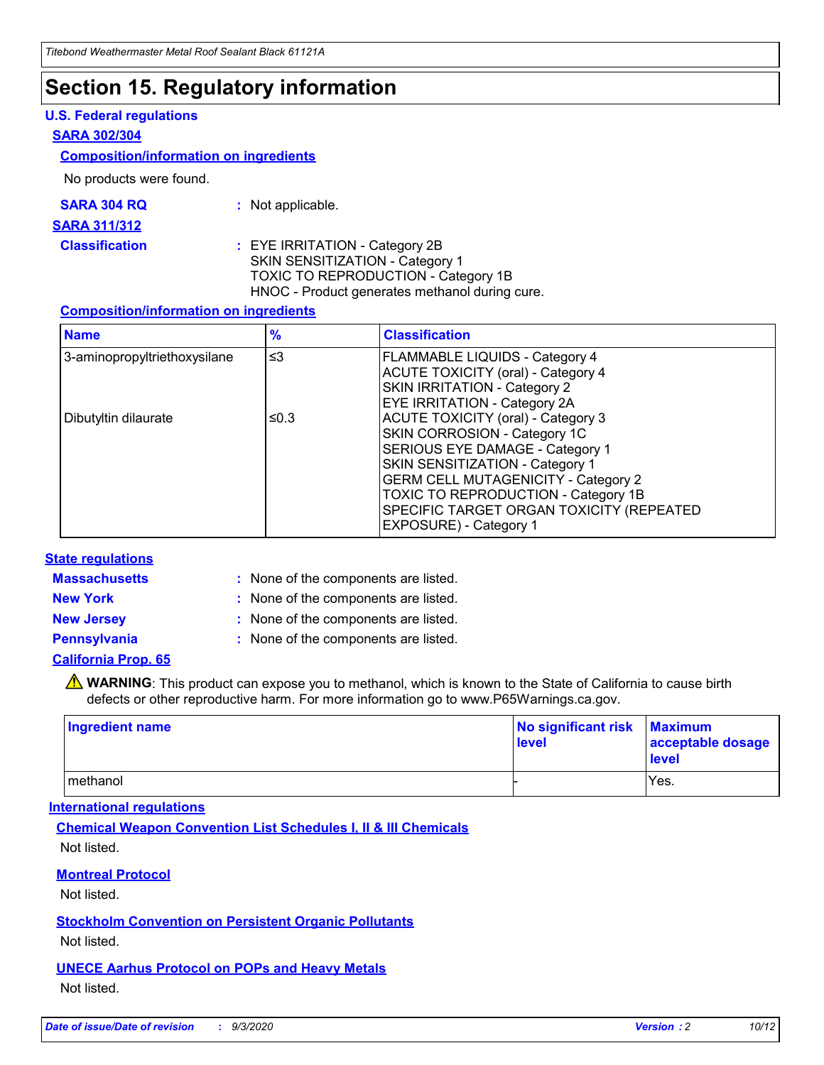# Section 15. Regulatory information

## U.S. Federal regulations

### SARA 302/304

#### Composition/information on ingredients

No products were found.

**SARA 304 RQ** : Not applicable.

### SARA 311/312

**Classification** : EYE IRRITATION - Category 2B
SKIN SENSITIZATION - Category 1
TOXIC TO REPRODUCTION - Category 1B
HNOC - Product generates methanol during cure.

#### Composition/information on ingredients

| Name | % | Classification |
|---|---|---|
| 3-aminopropyltriethoxysilane | ≤3 | FLAMMABLE LIQUIDS - Category 4<br>ACUTE TOXICITY (oral) - Category 4<br>SKIN IRRITATION - Category 2<br>EYE IRRITATION - Category 2A |
| Dibutyltin dilaurate | ≤0.3 | ACUTE TOXICITY (oral) - Category 3<br>SKIN CORROSION - Category 1C<br>SERIOUS EYE DAMAGE - Category 1<br>SKIN SENSITIZATION - Category 1<br>GERM CELL MUTAGENICITY - Category 2<br>TOXIC TO REPRODUCTION - Category 1B<br>SPECIFIC TARGET ORGAN TOXICITY (REPEATED EXPOSURE) - Category 1 |

## State regulations

**Massachusetts** : None of the components are listed.

**New York** : None of the components are listed.

**New Jersey** : None of the components are listed.

**Pennsylvania** : None of the components are listed.

### California Prop. 65

⚠ **WARNING**: This product can expose you to methanol, which is known to the State of California to cause birth defects or other reproductive harm. For more information go to www.P65Warnings.ca.gov.

| Ingredient name | No significant risk level | Maximum acceptable dosage level |
|---|---|---|
| methanol | - | Yes. |

## International regulations

### Chemical Weapon Convention List Schedules I, II & III Chemicals

Not listed.

### Montreal Protocol

Not listed.

### Stockholm Convention on Persistent Organic Pollutants

Not listed.

### UNECE Aarhus Protocol on POPs and Heavy Metals

Not listed.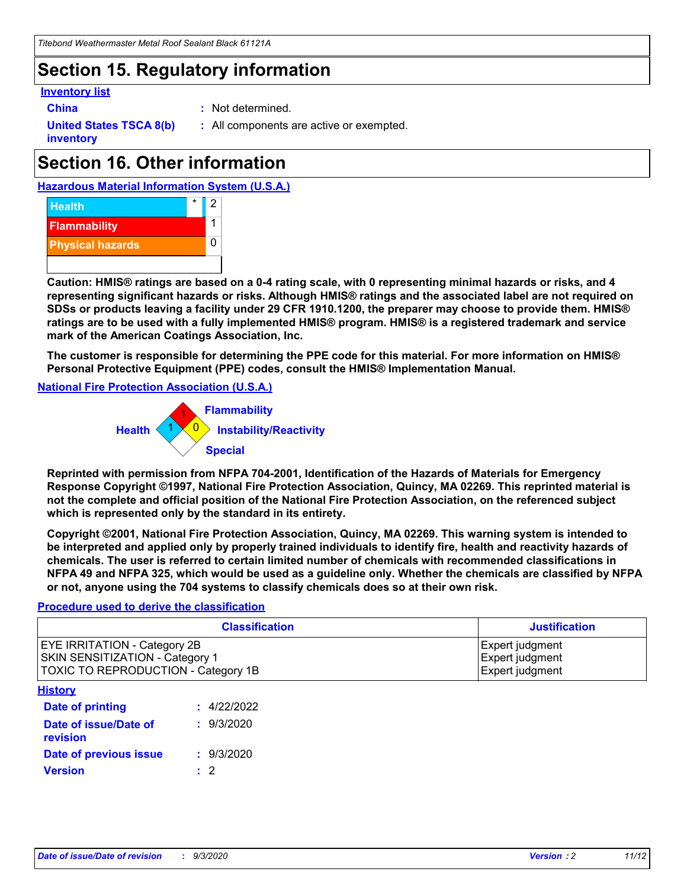# Section 15. Regulatory information

**Inventory list**

**China** : Not determined.

**United States TSCA 8(b) inventory** : All components are active or exempted.

# Section 16. Other information

**Hazardous Material Information System (U.S.A.)**

| | | |
|---|---|---|
| Health | * | 2 |
| Flammability | | 1 |
| Physical hazards | | 0 |

**Caution: HMIS® ratings are based on a 0-4 rating scale, with 0 representing minimal hazards or risks, and 4 representing significant hazards or risks. Although HMIS® ratings and the associated label are not required on SDSs or products leaving a facility under 29 CFR 1910.1200, the preparer may choose to provide them. HMIS® ratings are to be used with a fully implemented HMIS® program. HMIS® is a registered trademark and service mark of the American Coatings Association, Inc.**

**The customer is responsible for determining the PPE code for this material. For more information on HMIS® Personal Protective Equipment (PPE) codes, consult the HMIS® Implementation Manual.**

**National Fire Protection Association (U.S.A.)**

Flammability: 1
Health: 1
Instability/Reactivity: 0
Special

**Reprinted with permission from NFPA 704-2001, Identification of the Hazards of Materials for Emergency Response Copyright ©1997, National Fire Protection Association, Quincy, MA 02269. This reprinted material is not the complete and official position of the National Fire Protection Association, on the referenced subject which is represented only by the standard in its entirety.**

**Copyright ©2001, National Fire Protection Association, Quincy, MA 02269. This warning system is intended to be interpreted and applied only by properly trained individuals to identify fire, health and reactivity hazards of chemicals. The user is referred to certain limited number of chemicals with recommended classifications in NFPA 49 and NFPA 325, which would be used as a guideline only. Whether the chemicals are classified by NFPA or not, anyone using the 704 systems to classify chemicals does so at their own risk.**

**Procedure used to derive the classification**

| Classification | Justification |
|---|---|
| EYE IRRITATION - Category 2B | Expert judgment |
| SKIN SENSITIZATION - Category 1 | Expert judgment |
| TOXIC TO REPRODUCTION - Category 1B | Expert judgment |

**History**

**Date of printing** : 4/22/2022

**Date of issue/Date of revision** : 9/3/2020

**Date of previous issue** : 9/3/2020

**Version** : 2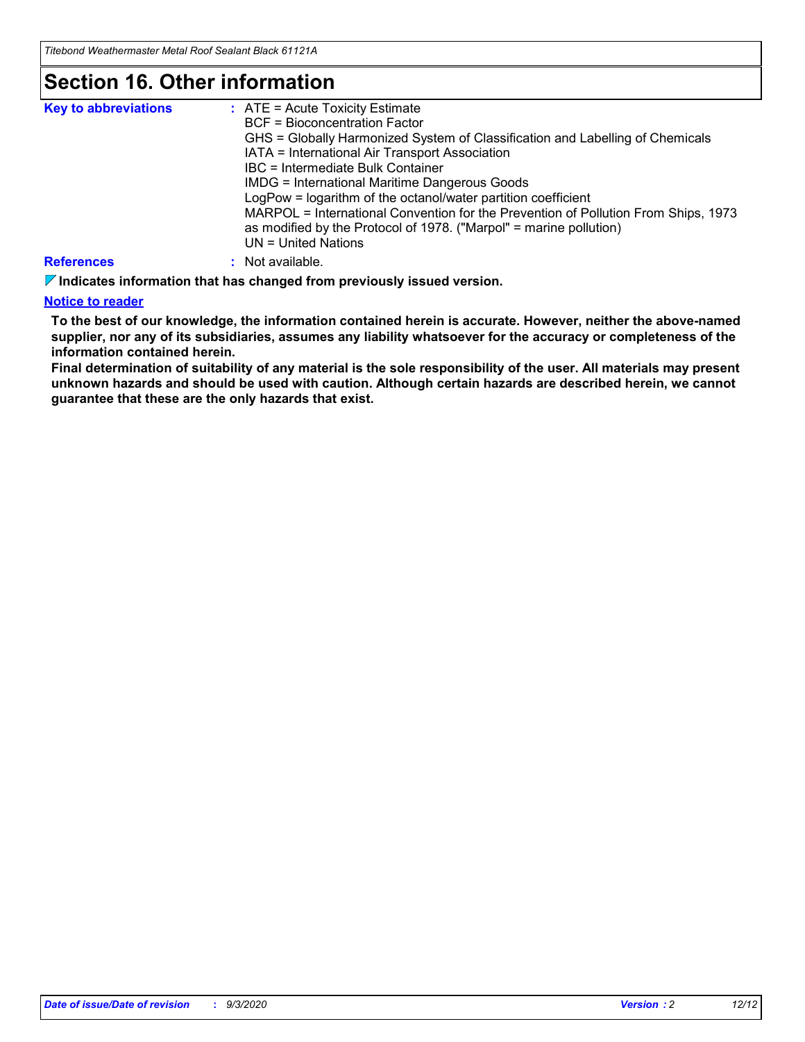# Section 16. Other information

**Key to abbreviations** : ATE = Acute Toxicity Estimate
BCF = Bioconcentration Factor
GHS = Globally Harmonized System of Classification and Labelling of Chemicals
IATA = International Air Transport Association
IBC = Intermediate Bulk Container
IMDG = International Maritime Dangerous Goods
LogPow = logarithm of the octanol/water partition coefficient
MARPOL = International Convention for the Prevention of Pollution From Ships, 1973 as modified by the Protocol of 1978. ("Marpol" = marine pollution)
UN = United Nations

**References** : Not available.

**Indicates information that has changed from previously issued version.**

## Notice to reader

**To the best of our knowledge, the information contained herein is accurate. However, neither the above-named supplier, nor any of its subsidiaries, assumes any liability whatsoever for the accuracy or completeness of the information contained herein.**

**Final determination of suitability of any material is the sole responsibility of the user. All materials may present unknown hazards and should be used with caution. Although certain hazards are described herein, we cannot guarantee that these are the only hazards that exist.**